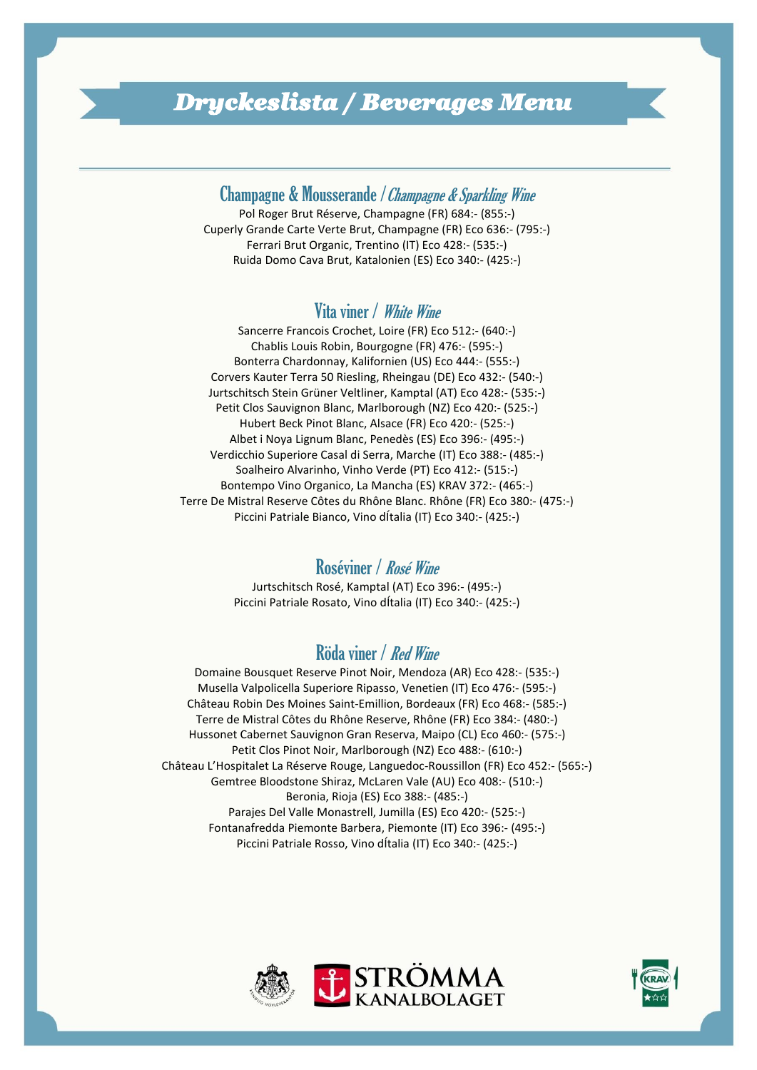# *Dryckeslista / Beverages Menu*

## Champagne & Mousserande / *Champagne & Sparkling Wine*

Pol Roger Brut Réserve, Champagne (FR) 684:- (855:-)
Cuperly Grande Carte Verte Brut, Champagne (FR) Eco 636:- (795:-)
Ferrari Brut Organic, Trentino (IT) Eco 428:- (535:-)
Ruida Domo Cava Brut, Katalonien (ES) Eco 340:- (425:-)

## Vita viner / *White Wine*

Sancerre Francois Crochet, Loire (FR) Eco 512:- (640:-)
Chablis Louis Robin, Bourgogne (FR) 476:- (595:-)
Bonterra Chardonnay, Kalifornien (US) Eco 444:- (555:-)
Corvers Kauter Terra 50 Riesling, Rheingau (DE) Eco 432:- (540:-)
Jurtschitsch Stein Grüner Veltliner, Kamptal (AT) Eco 428:- (535:-)
Petit Clos Sauvignon Blanc, Marlborough (NZ) Eco 420:- (525:-)
Hubert Beck Pinot Blanc, Alsace (FR) Eco 420:- (525:-)
Albet i Noya Lignum Blanc, Penedès (ES) Eco 396:- (495:-)
Verdicchio Superiore Casal di Serra, Marche (IT) Eco 388:- (485:-)
Soalheiro Alvarinho, Vinho Verde (PT) Eco 412:- (515:-)
Bontempo Vino Organico, La Mancha (ES) KRAV 372:- (465:-)
Terre De Mistral Reserve Côtes du Rhône Blanc. Rhône (FR) Eco 380:- (475:-)
Piccini Patriale Bianco, Vino dÍtalia (IT) Eco 340:- (425:-)

## Roséviner / *Rosé Wine*

Jurtschitsch Rosé, Kamptal (AT) Eco 396:- (495:-)
Piccini Patriale Rosato, Vino dÍtalia (IT) Eco 340:- (425:-)

## Röda viner / *Red Wine*

Domaine Bousquet Reserve Pinot Noir, Mendoza (AR) Eco 428:- (535:-)
Musella Valpolicella Superiore Ripasso, Venetien (IT) Eco 476:- (595:-)
Château Robin Des Moines Saint-Emillion, Bordeaux (FR) Eco 468:- (585:-)
Terre de Mistral Côtes du Rhône Reserve, Rhône (FR) Eco 384:- (480:-)
Hussonet Cabernet Sauvignon Gran Reserva, Maipo (CL) Eco 460:- (575:-)
Petit Clos Pinot Noir, Marlborough (NZ) Eco 488:- (610:-)
Château L'Hospitalet La Réserve Rouge, Languedoc-Roussillon (FR) Eco 452:- (565:-)
Gemtree Bloodstone Shiraz, McLaren Vale (AU) Eco 408:- (510:-)
Beronia, Rioja (ES) Eco 388:- (485:-)
Parajes Del Valle Monastrell, Jumilla (ES) Eco 420:- (525:-)
Fontanafredda Piemonte Barbera, Piemonte (IT) Eco 396:- (495:-)
Piccini Patriale Rosso, Vino dÍtalia (IT) Eco 340:- (425:-)

STRÖMMA KANALBOLAGET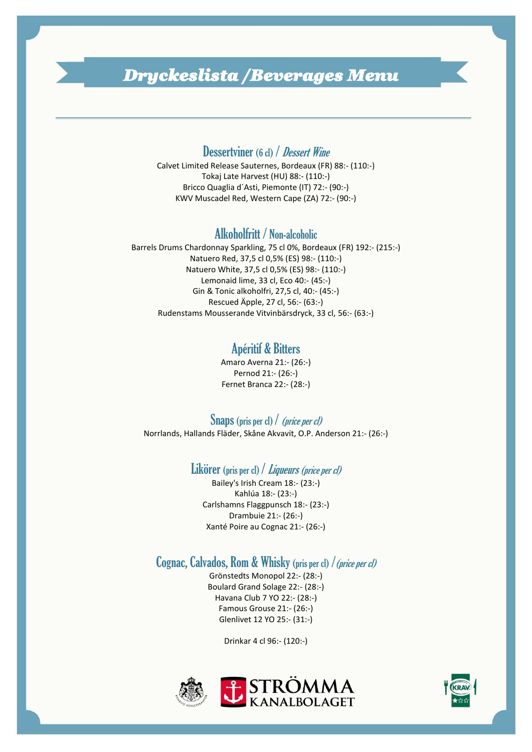# *Dryckeslista /Beverages Menu*

## Dessertviner (6 cl) / *Dessert Wine*

Calvet Limited Release Sauternes, Bordeaux (FR) 88:- (110:-)
Tokaj Late Harvest (HU) 88:- (110:-)
Bricco Quaglia d´Asti, Piemonte (IT) 72:- (90:-)
KWV Muscadel Red, Western Cape (ZA) 72:- (90:-)

## Alkoholfritt / Non-alcoholic

Barrels Drums Chardonnay Sparkling, 75 cl 0%, Bordeaux (FR) 192:- (215:-)
Natuero Red, 37,5 cl 0,5% (ES) 98:- (110:-)
Natuero White, 37,5 cl 0,5% (ES) 98:- (110:-)
Lemonaid lime, 33 cl, Eco 40:- (45:-)
Gin & Tonic alkoholfri, 27,5 cl, 40:- (45:-)
Rescued Äpple, 27 cl, 56:- (63:-)
Rudenstams Mousserande Vitvinbärsdryck, 33 cl, 56:- (63:-)

## Apéritif & Bitters

Amaro Averna 21:- (26:-)
Pernod 21:- (26:-)
Fernet Branca 22:- (28:-)

## Snaps (pris per cl) / *(price per cl)*

Norrlands, Hallands Fläder, Skåne Akvavit, O.P. Anderson 21:- (26:-)

## Likörer (pris per cl) / *Liqueurs (price per cl)*

Bailey's Irish Cream 18:- (23:-)
Kahlúa 18:- (23:-)
Carlshamns Flaggpunsch 18:- (23:-)
Drambuie 21:- (26:-)
Xanté Poire au Cognac 21:- (26:-)

## Cognac, Calvados, Rom & Whisky (pris per cl) / *(price per cl)*

Grönstedts Monopol 22:- (28:-)
Boulard Grand Solage 22:- (28:-)
Havana Club 7 YO 22:- (28:-)
Famous Grouse 21:- (26:-)
Glenlivet 12 YO 25:- (31:-)

Drinkar 4 cl 96:- (120:-)

STRÖMMA KANALBOLAGET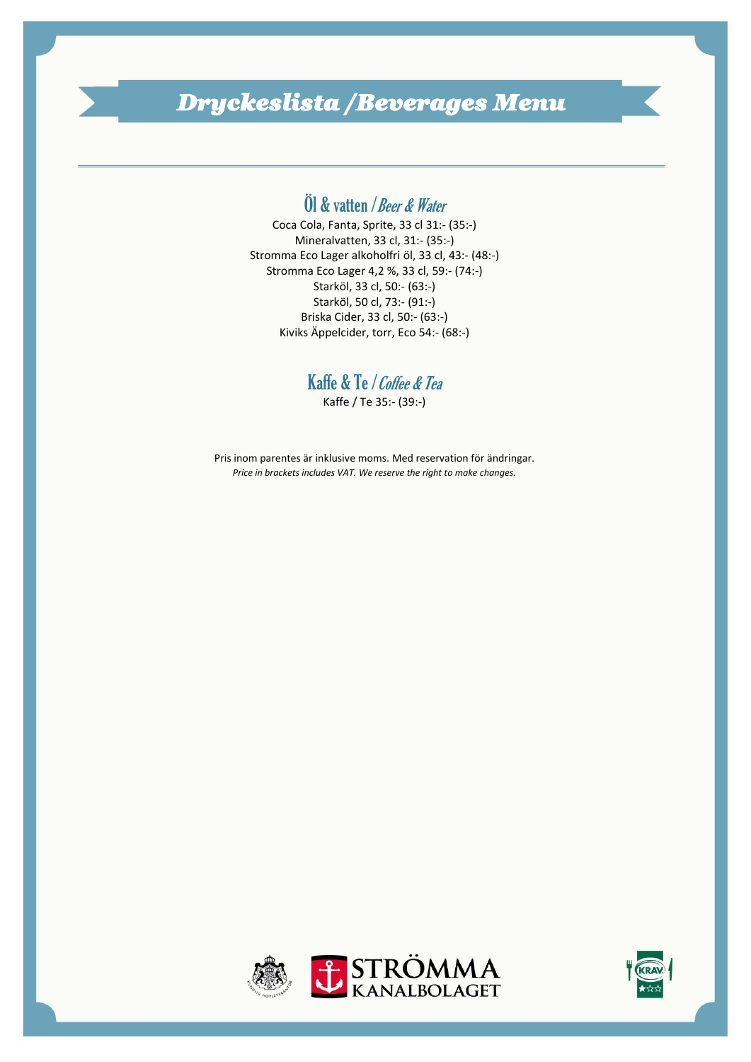# Dryckeslista /Beverages Menu

## Öl & vatten / *Beer & Water*

Coca Cola, Fanta, Sprite, 33 cl 31:- (35:-)
Mineralvatten, 33 cl, 31:- (35:-)
Stromma Eco Lager alkoholfri öl, 33 cl, 43:- (48:-)
Stromma Eco Lager 4,2 %, 33 cl, 59:- (74:-)
Starköl, 33 cl, 50:- (63:-)
Starköl, 50 cl, 73:- (91:-)
Briska Cider, 33 cl, 50:- (63:-)
Kiviks Äppelcider, torr, Eco 54:- (68:-)

## Kaffe & Te / *Coffee & Tea*

Kaffe / Te 35:- (39:-)

Pris inom parentes är inklusive moms. Med reservation för ändringar.
*Price in brackets includes VAT. We reserve the right to make changes.*

STRÖMMA KANALBOLAGET